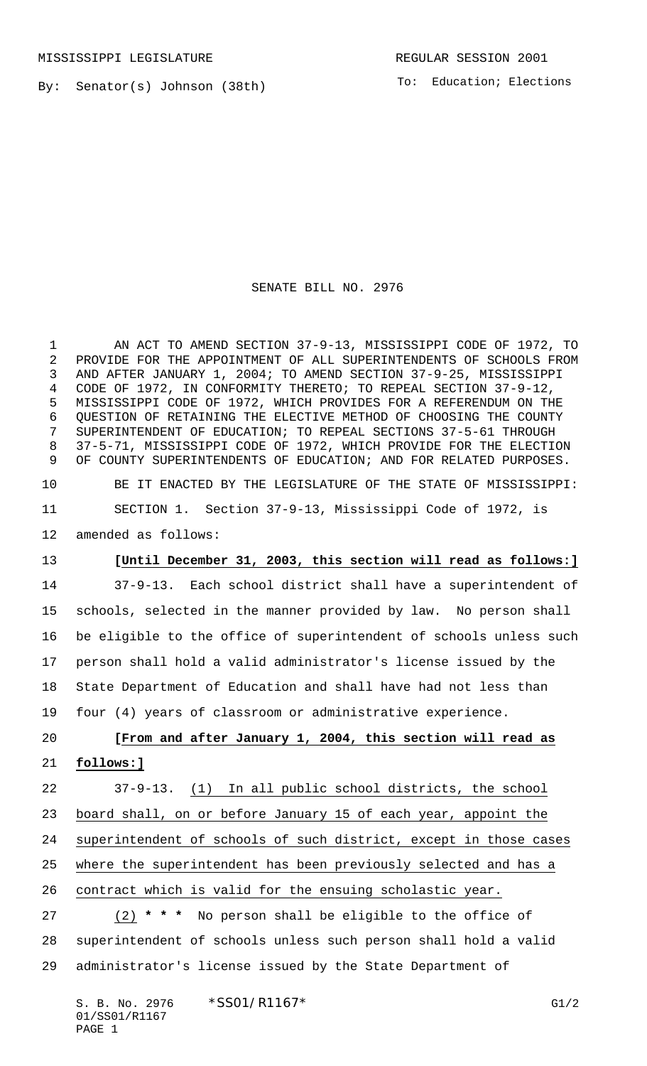MISSISSIPPI LEGISLATURE

REGULAR SESSION 2001

By: Senator(s) Johnson (38th)

To: Education; Elections

# SENATE BILL NO. 2976

AN ACT TO AMEND SECTION 37-9-13, MISSISSIPPI CODE OF 1972, TO PROVIDE FOR THE APPOINTMENT OF ALL SUPERINTENDENTS OF SCHOOLS FROM AND AFTER JANUARY 1, 2004; TO AMEND SECTION 37-9-25, MISSISSIPPI CODE OF 1972, IN CONFORMITY THERETO; TO REPEAL SECTION 37-9-12, MISSISSIPPI CODE OF 1972, WHICH PROVIDES FOR A REFERENDUM ON THE QUESTION OF RETAINING THE ELECTIVE METHOD OF CHOOSING THE COUNTY SUPERINTENDENT OF EDUCATION; TO REPEAL SECTIONS 37-5-61 THROUGH 37-5-71, MISSISSIPPI CODE OF 1972, WHICH PROVIDE FOR THE ELECTION OF COUNTY SUPERINTENDENTS OF EDUCATION; AND FOR RELATED PURPOSES.

BE IT ENACTED BY THE LEGISLATURE OF THE STATE OF MISSISSIPPI:

SECTION 1. Section 37-9-13, Mississippi Code of 1972, is amended as follows:

**[Until December 31, 2003, this section will read as follows:]**

37-9-13. Each school district shall have a superintendent of schools, selected in the manner provided by law. No person shall be eligible to the office of superintendent of schools unless such person shall hold a valid administrator's license issued by the State Department of Education and shall have had not less than four (4) years of classroom or administrative experience.

**[From and after January 1, 2004, this section will read as follows:]**

37-9-13. (1) In all public school districts, the school board shall, on or before January 15 of each year, appoint the superintendent of schools of such district, except in those cases where the superintendent has been previously selected and has a contract which is valid for the ensuing scholastic year.

(2) **\* \* \*** No person shall be eligible to the office of superintendent of schools unless such person shall hold a valid administrator's license issued by the State Department of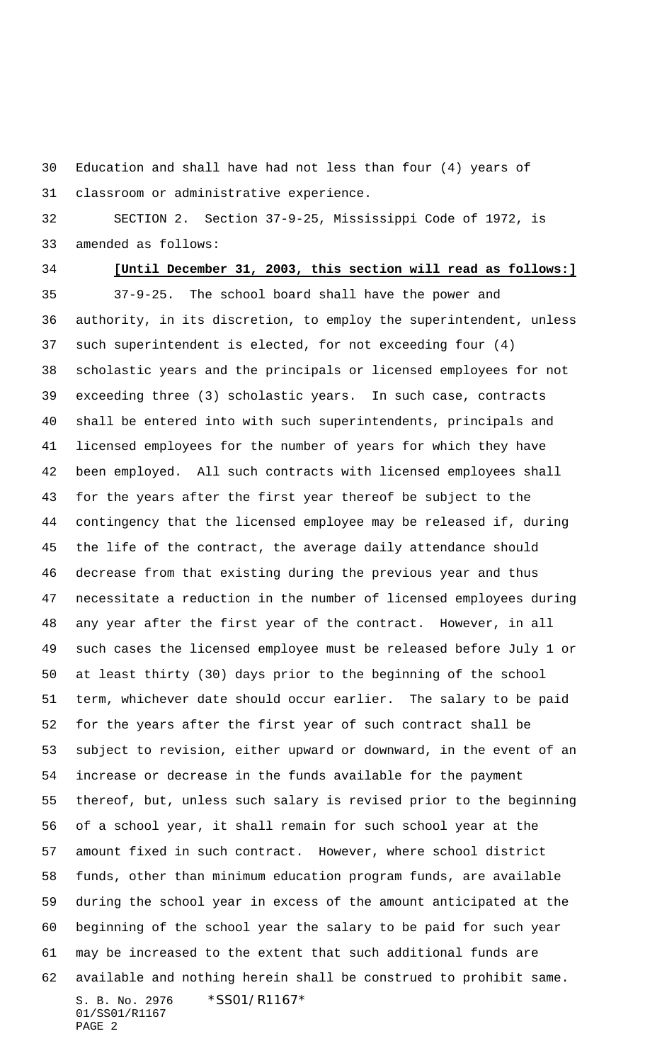Education and shall have had not less than four (4) years of classroom or administrative experience.

SECTION 2. Section 37-9-25, Mississippi Code of 1972, is amended as follows:

**[Until December 31, 2003, this section will read as follows:]**

37-9-25. The school board shall have the power and authority, in its discretion, to employ the superintendent, unless such superintendent is elected, for not exceeding four (4) scholastic years and the principals or licensed employees for not exceeding three (3) scholastic years. In such case, contracts shall be entered into with such superintendents, principals and licensed employees for the number of years for which they have been employed. All such contracts with licensed employees shall for the years after the first year thereof be subject to the contingency that the licensed employee may be released if, during the life of the contract, the average daily attendance should decrease from that existing during the previous year and thus necessitate a reduction in the number of licensed employees during any year after the first year of the contract. However, in all such cases the licensed employee must be released before July 1 or at least thirty (30) days prior to the beginning of the school term, whichever date should occur earlier. The salary to be paid for the years after the first year of such contract shall be subject to revision, either upward or downward, in the event of an increase or decrease in the funds available for the payment thereof, but, unless such salary is revised prior to the beginning of a school year, it shall remain for such school year at the amount fixed in such contract. However, where school district funds, other than minimum education program funds, are available during the school year in excess of the amount anticipated at the beginning of the school year the salary to be paid for such year may be increased to the extent that such additional funds are available and nothing herein shall be construed to prohibit same.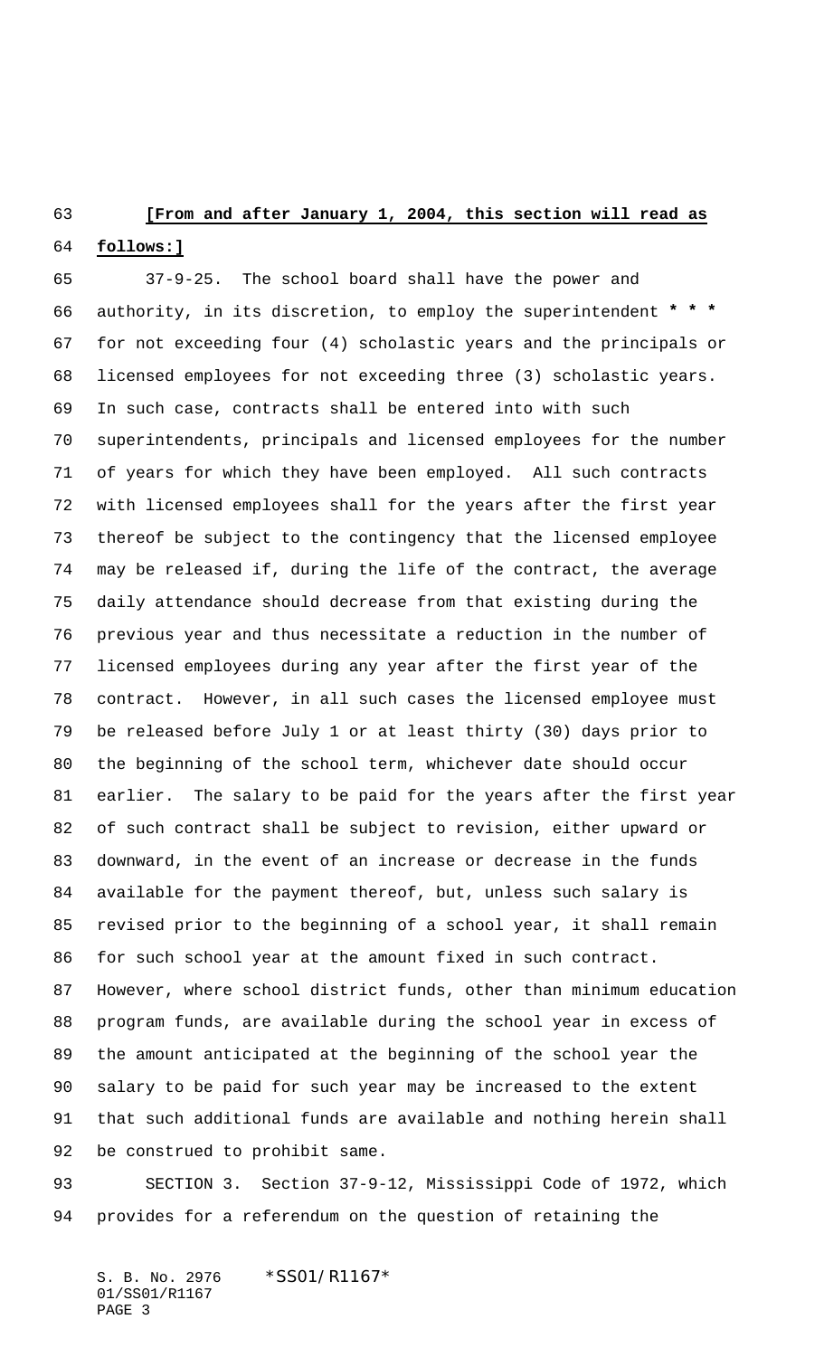**[From and after January 1, 2004, this section will read as follows:]**

37-9-25. The school board shall have the power and authority, in its discretion, to employ the superintendent *** for not exceeding four (4) scholastic years and the principals or licensed employees for not exceeding three (3) scholastic years. In such case, contracts shall be entered into with such superintendents, principals and licensed employees for the number of years for which they have been employed. All such contracts with licensed employees shall for the years after the first year thereof be subject to the contingency that the licensed employee may be released if, during the life of the contract, the average daily attendance should decrease from that existing during the previous year and thus necessitate a reduction in the number of licensed employees during any year after the first year of the contract. However, in all such cases the licensed employee must be released before July 1 or at least thirty (30) days prior to the beginning of the school term, whichever date should occur earlier. The salary to be paid for the years after the first year of such contract shall be subject to revision, either upward or downward, in the event of an increase or decrease in the funds available for the payment thereof, but, unless such salary is revised prior to the beginning of a school year, it shall remain for such school year at the amount fixed in such contract. However, where school district funds, other than minimum education program funds, are available during the school year in excess of the amount anticipated at the beginning of the school year the salary to be paid for such year may be increased to the extent that such additional funds are available and nothing herein shall be construed to prohibit same.

SECTION 3. Section 37-9-12, Mississippi Code of 1972, which provides for a referendum on the question of retaining the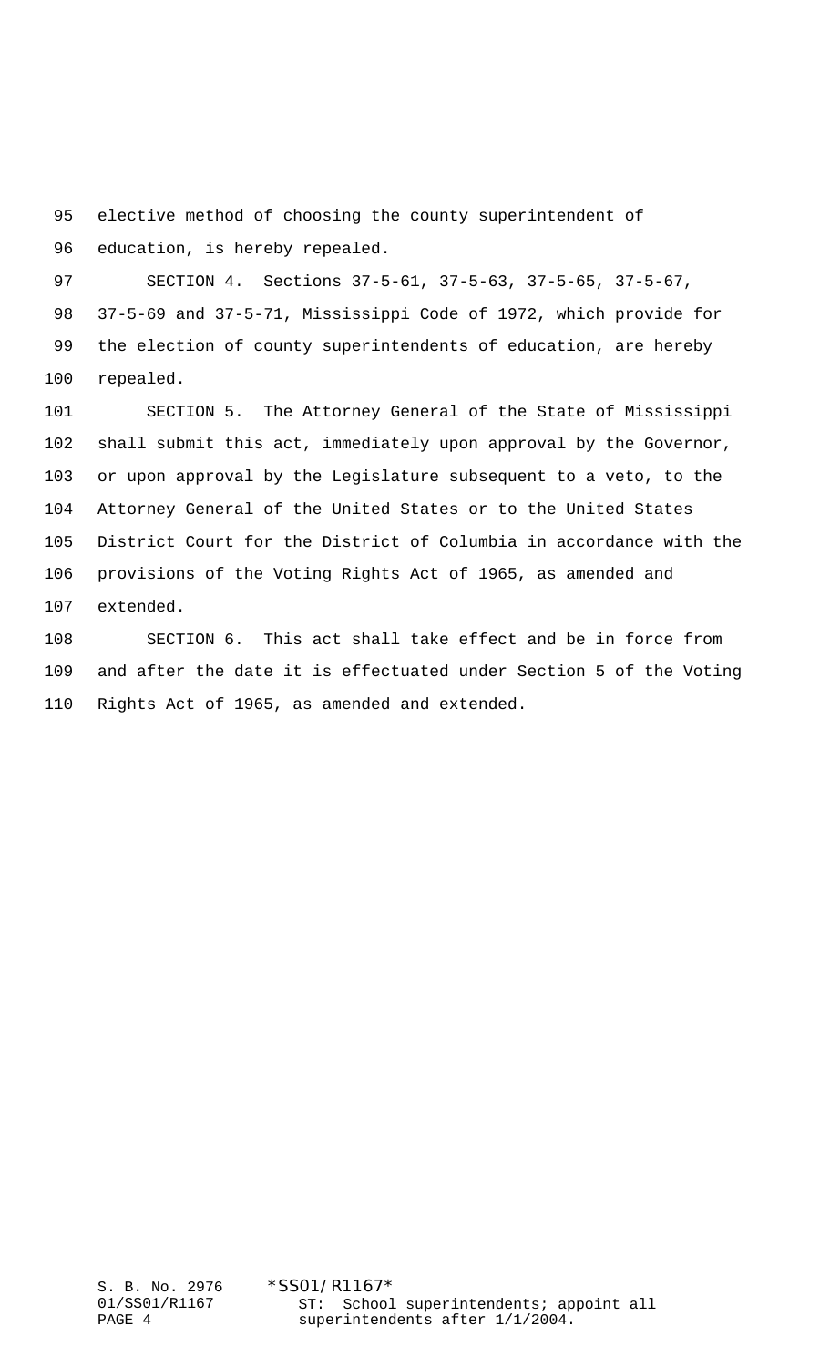elective method of choosing the county superintendent of education, is hereby repealed.

SECTION 4. Sections 37-5-61, 37-5-63, 37-5-65, 37-5-67, 37-5-69 and 37-5-71, Mississippi Code of 1972, which provide for the election of county superintendents of education, are hereby repealed.

SECTION 5. The Attorney General of the State of Mississippi shall submit this act, immediately upon approval by the Governor, or upon approval by the Legislature subsequent to a veto, to the Attorney General of the United States or to the United States District Court for the District of Columbia in accordance with the provisions of the Voting Rights Act of 1965, as amended and extended.

SECTION 6. This act shall take effect and be in force from and after the date it is effectuated under Section 5 of the Voting Rights Act of 1965, as amended and extended.